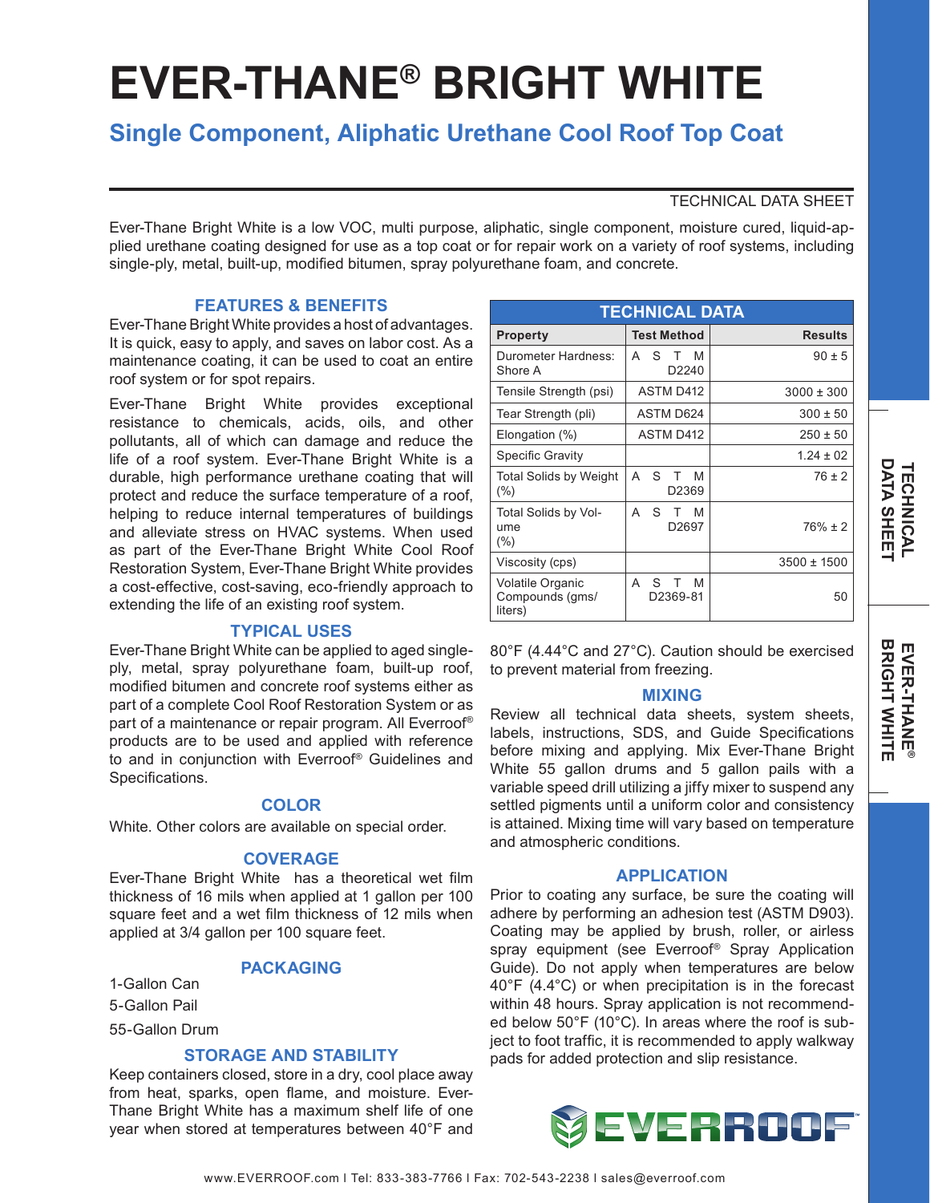# EVER-THANE® BRIGHT WHITE

## Single Component, Aliphatic Urethane Cool Roof Top Coat

TECHNICAL DATA SHEET

Ever-Thane Bright White is a low VOC, multi purpose, aliphatic, single component, moisture cured, liquid-applied urethane coating designed for use as a top coat or for repair work on a variety of roof systems, including single-ply, metal, built-up, modified bitumen, spray polyurethane foam, and concrete.

### FEATURES & BENEFITS

Ever-Thane Bright White provides a host of advantages. It is quick, easy to apply, and saves on labor cost. As a maintenance coating, it can be used to coat an entire roof system or for spot repairs.

Ever-Thane Bright White provides exceptional resistance to chemicals, acids, oils, and other pollutants, all of which can damage and reduce the life of a roof system. Ever-Thane Bright White is a durable, high performance urethane coating that will protect and reduce the surface temperature of a roof, helping to reduce internal temperatures of buildings and alleviate stress on HVAC systems. When used as part of the Ever-Thane Bright White Cool Roof Restoration System, Ever-Thane Bright White provides a cost-effective, cost-saving, eco-friendly approach to extending the life of an existing roof system.

### TYPICAL USES

Ever-Thane Bright White can be applied to aged single-ply, metal, spray polyurethane foam, built-up roof, modified bitumen and concrete roof systems either as part of a complete Cool Roof Restoration System or as part of a maintenance or repair program. All Everroof® products are to be used and applied with reference to and in conjunction with Everroof® Guidelines and Specifications.

### COLOR

White. Other colors are available on special order.

### COVERAGE

Ever-Thane Bright White has a theoretical wet film thickness of 16 mils when applied at 1 gallon per 100 square feet and a wet film thickness of 12 mils when applied at 3/4 gallon per 100 square feet.

### PACKAGING

1-Gallon Can

5-Gallon Pail

55-Gallon Drum

### STORAGE AND STABILITY

Keep containers closed, store in a dry, cool place away from heat, sparks, open flame, and moisture. Ever-Thane Bright White has a maximum shelf life of one year when stored at temperatures between 40°F and 80°F (4.44°C and 27°C). Caution should be exercised to prevent material from freezing.

### TECHNICAL DATA

| Property | Test Method | Results |
|---|---|---|
| Durometer Hardness: Shore A | ASTM D2240 | 90 ± 5 |
| Tensile Strength (psi) | ASTM D412 | 3000 ± 300 |
| Tear Strength (pli) | ASTM D624 | 300 ± 50 |
| Elongation (%) | ASTM D412 | 250 ± 50 |
| Specific Gravity | | 1.24 ± 02 |
| Total Solids by Weight (%) | ASTM D2369 | 76 ± 2 |
| Total Solids by Volume (%) | ASTM D2697 | 76% ± 2 |
| Viscosity (cps) | | 3500 ± 1500 |
| Volatile Organic Compounds (gms/liters) | ASTM D2369-81 | 50 |

### MIXING

Review all technical data sheets, system sheets, labels, instructions, SDS, and Guide Specifications before mixing and applying. Mix Ever-Thane Bright White 55 gallon drums and 5 gallon pails with a variable speed drill utilizing a jiffy mixer to suspend any settled pigments until a uniform color and consistency is attained. Mixing time will vary based on temperature and atmospheric conditions.

### APPLICATION

Prior to coating any surface, be sure the coating will adhere by performing an adhesion test (ASTM D903). Coating may be applied by brush, roller, or airless spray equipment (see Everroof® Spray Application Guide). Do not apply when temperatures are below 40°F (4.4°C) or when precipitation is in the forecast within 48 hours. Spray application is not recommended below 50°F (10°C). In areas where the roof is subject to foot traffic, it is recommended to apply walkway pads for added protection and slip resistance.

www.EVERROOF.com | Tel: 833-383-7766 | Fax: 702-543-2238 | sales@everroof.com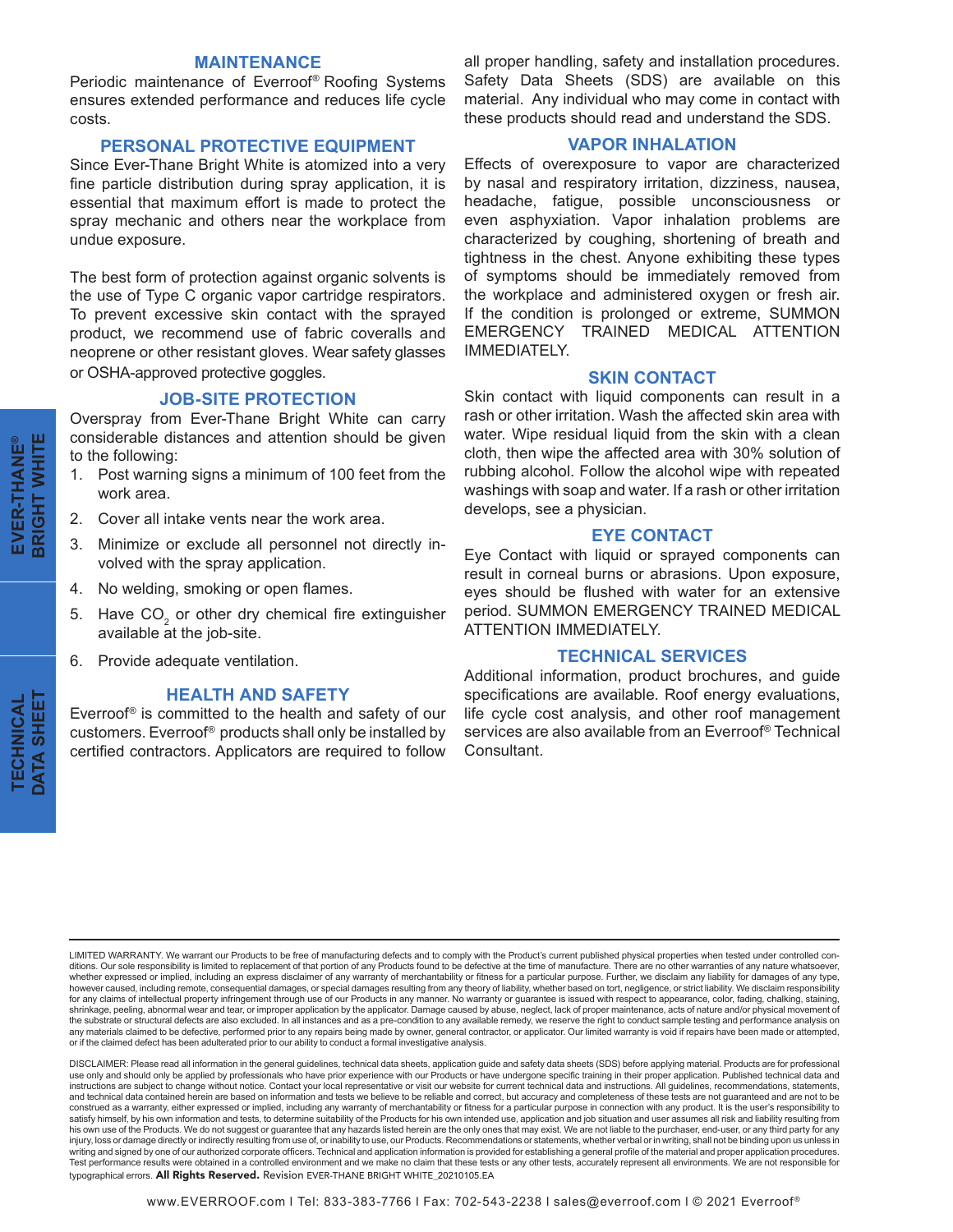## MAINTENANCE

Periodic maintenance of Everroof® Roofing Systems ensures extended performance and reduces life cycle costs.

## PERSONAL PROTECTIVE EQUIPMENT

Since Ever-Thane Bright White is atomized into a very fine particle distribution during spray application, it is essential that maximum effort is made to protect the spray mechanic and others near the workplace from undue exposure.

The best form of protection against organic solvents is the use of Type C organic vapor cartridge respirators. To prevent excessive skin contact with the sprayed product, we recommend use of fabric coveralls and neoprene or other resistant gloves. Wear safety glasses or OSHA-approved protective goggles.

## JOB-SITE PROTECTION

Overspray from Ever-Thane Bright White can carry considerable distances and attention should be given to the following:

1. Post warning signs a minimum of 100 feet from the work area.
2. Cover all intake vents near the work area.
3. Minimize or exclude all personnel not directly involved with the spray application.
4. No welding, smoking or open flames.
5. Have $CO_2$ or other dry chemical fire extinguisher available at the job-site.
6. Provide adequate ventilation.

## HEALTH AND SAFETY

Everroof® is committed to the health and safety of our customers. Everroof® products shall only be installed by certified contractors. Applicators are required to follow all proper handling, safety and installation procedures. Safety Data Sheets (SDS) are available on this material. Any individual who may come in contact with these products should read and understand the SDS.

## VAPOR INHALATION

Effects of overexposure to vapor are characterized by nasal and respiratory irritation, dizziness, nausea, headache, fatigue, possible unconsciousness or even asphyxiation. Vapor inhalation problems are characterized by coughing, shortening of breath and tightness in the chest. Anyone exhibiting these types of symptoms should be immediately removed from the workplace and administered oxygen or fresh air. If the condition is prolonged or extreme, SUMMON EMERGENCY TRAINED MEDICAL ATTENTION IMMEDIATELY.

## SKIN CONTACT

Skin contact with liquid components can result in a rash or other irritation. Wash the affected skin area with water. Wipe residual liquid from the skin with a clean cloth, then wipe the affected area with 30% solution of rubbing alcohol. Follow the alcohol wipe with repeated washings with soap and water. If a rash or other irritation develops, see a physician.

## EYE CONTACT

Eye Contact with liquid or sprayed components can result in corneal burns or abrasions. Upon exposure, eyes should be flushed with water for an extensive period. SUMMON EMERGENCY TRAINED MEDICAL ATTENTION IMMEDIATELY.

## TECHNICAL SERVICES

Additional information, product brochures, and guide specifications are available. Roof energy evaluations, life cycle cost analysis, and other roof management services are also available from an Everroof® Technical Consultant.

---

LIMITED WARRANTY. We warrant our Products to be free of manufacturing defects and to comply with the Product's current published physical properties when tested under controlled conditions. Our sole responsibility is limited to replacement of that portion of any Products found to be defective at the time of manufacture. There are no other warranties of any nature whatsoever, whether expressed or implied, including an express disclaimer of any warranty of merchantability or fitness for a particular purpose. Further, we disclaim any liability for damages of any type, however caused, including remote, consequential damages, or special damages resulting from any theory of liability, whether based on tort, negligence, or strict liability. We disclaim responsibility for any claims of intellectual property infringement through use of our Products in any manner. No warranty or guarantee is issued with respect to appearance, color, fading, chalking, staining, shrinkage, peeling, abnormal wear and tear, or improper application by the applicator. Damage caused by abuse, neglect, lack of proper maintenance, acts of nature and/or physical movement of the substrate or structural defects are also excluded. In all instances and as a pre-condition to any available remedy, we reserve the right to conduct sample testing and performance analysis on any materials claimed to be defective, performed prior to any repairs being made by owner, general contractor, or applicator. Our limited warranty is void if repairs have been made or attempted, or if the claimed defect has been adulterated prior to our ability to conduct a formal investigative analysis.

DISCLAIMER: Please read all information in the general guidelines, technical data sheets, application guide and safety data sheets (SDS) before applying material. Products are for professional use only and should only be applied by professionals who have prior experience with our Products or have undergone specific training in their proper application. Published technical data and instructions are subject to change without notice. Contact your local representative or visit our website for current technical data and instructions. All guidelines, recommendations, statements, and technical data contained herein are based on information and tests we believe to be reliable and correct, but accuracy and completeness of these tests are not guaranteed and are not to be construed as a warranty, either expressed or implied, including any warranty of merchantability or fitness for a particular purpose in connection with any product. It is the user's responsibility to satisfy himself, by his own information and tests, to determine suitability of the Products for his own intended use, application and job situation and user assumes all risk and liability resulting from his own use of the Products. We do not suggest or guarantee that any hazards listed herein are the only ones that may exist. We are not liable to the purchaser, end-user, or any third party for any injury, loss or damage directly or indirectly resulting from use of, or inability to use, our Products. Recommendations or statements, whether verbal or in writing, shall not be binding upon us unless in writing and signed by one of our authorized corporate officers. Technical and application information is provided for establishing a general profile of the material and proper application procedures. Test performance results were obtained in a controlled environment and we make no claim that these tests or any other tests, accurately represent all environments. We are not responsible for typographical errors. **All Rights Reserved.** Revision EVER-THANE BRIGHT WHITE_20210105.EA

www.EVERROOF.com I Tel: 833-383-7766 I Fax: 702-543-2238 I sales@everroof.com I © 2021 Everroof®